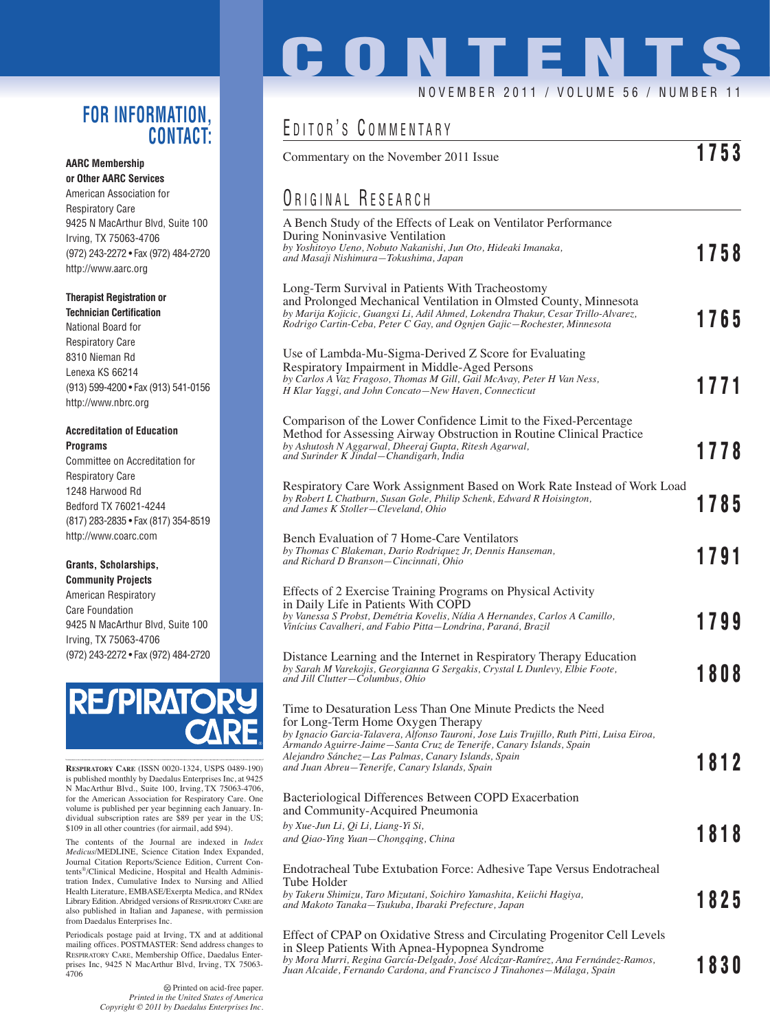# CONTENTS

NOVEMBER 2011 / VOLUME 56 / NUMBER 11

## EDITOR'S COMMENTARY

Commentary on the November 2011 Issue **1753**

## ORIGINAL RESEARCH

A Bench Study of the Effects of Leak on Ventilator Performance During Noninvasive Ventilation
*by Yoshitoyo Ueno, Nobuto Nakanishi, Jun Oto, Hideaki Imanaka, and Masaji Nishimura—Tokushima, Japan* **1758**

Long-Term Survival in Patients With Tracheostomy and Prolonged Mechanical Ventilation in Olmsted County, Minnesota
*by Marija Kojicic, Guangxi Li, Adil Ahmed, Lokendra Thakur, Cesar Trillo-Alvarez, Rodrigo Cartin-Ceba, Peter C Gay, and Ognjen Gajic—Rochester, Minnesota* **1765**

Use of Lambda-Mu-Sigma-Derived Z Score for Evaluating Respiratory Impairment in Middle-Aged Persons
*by Carlos A Vaz Fragoso, Thomas M Gill, Gail McAvay, Peter H Van Ness, H Klar Yaggi, and John Concato—New Haven, Connecticut* **1771**

Comparison of the Lower Confidence Limit to the Fixed-Percentage Method for Assessing Airway Obstruction in Routine Clinical Practice
*by Ashutosh N Aggarwal, Dheeraj Gupta, Ritesh Agarwal, and Surinder K Jindal—Chandigarh, India* **1778**

Respiratory Care Work Assignment Based on Work Rate Instead of Work Load
*by Robert L Chatburn, Susan Gole, Philip Schenk, Edward R Hoisington, and James K Stoller—Cleveland, Ohio* **1785**

Bench Evaluation of 7 Home-Care Ventilators
*by Thomas C Blakeman, Dario Rodriquez Jr, Dennis Hanseman, and Richard D Branson—Cincinnati, Ohio* **1791**

Effects of 2 Exercise Training Programs on Physical Activity in Daily Life in Patients With COPD
*by Vanessa S Probst, Demétria Kovelis, Nídia A Hernandes, Carlos A Camillo, Vinícius Cavalheri, and Fabio Pitta—Londrina, Paraná, Brazil* **1799**

Distance Learning and the Internet in Respiratory Therapy Education
*by Sarah M Varekojis, Georgianna G Sergakis, Crystal L Dunlevy, Elbie Foote, and Jill Clutter—Columbus, Ohio* **1808**

Time to Desaturation Less Than One Minute Predicts the Need for Long-Term Home Oxygen Therapy
*by Ignacio Garcia-Talavera, Alfonso Tauroni, Jose Luis Trujillo, Ruth Pitti, Luisa Eiroa, Armando Aguirre-Jaime—Santa Cruz de Tenerife, Canary Islands, Spain*
*Alejandro Sánchez—Las Palmas, Canary Islands, Spain*
*and Juan Abreu—Tenerife, Canary Islands, Spain* **1812**

Bacteriological Differences Between COPD Exacerbation and Community-Acquired Pneumonia
*by Xue-Jun Li, Qi Li, Liang-Yi Si, and Qiao-Ying Yuan—Chongqing, China* **1818**

Endotracheal Tube Extubation Force: Adhesive Tape Versus Endotracheal Tube Holder
*by Takeru Shimizu, Taro Mizutani, Soichiro Yamashita, Keiichi Hagiya, and Makoto Tanaka—Tsukuba, Ibaraki Prefecture, Japan* **1825**

Effect of CPAP on Oxidative Stress and Circulating Progenitor Cell Levels in Sleep Patients With Apnea-Hypopnea Syndrome
*by Mora Murri, Regina García-Delgado, José Alcázar-Ramírez, Ana Fernández-Ramos, Juan Alcaide, Fernando Cardona, and Francisco J Tinahones—Málaga, Spain* **1830**

## FOR INFORMATION, CONTACT:

**AARC Membership or Other AARC Services**
American Association for Respiratory Care
9425 N MacArthur Blvd, Suite 100
Irving, TX 75063-4706
(972) 243-2272 • Fax (972) 484-2720
http://www.aarc.org

**Therapist Registration or Technician Certification**
National Board for Respiratory Care
8310 Nieman Rd
Lenexa KS 66214
(913) 599-4200 • Fax (913) 541-0156
http://www.nbrc.org

**Accreditation of Education Programs**
Committee on Accreditation for Respiratory Care
1248 Harwood Rd
Bedford TX 76021-4244
(817) 283-2835 • Fax (817) 354-8519
http://www.coarc.com

**Grants, Scholarships, Community Projects**
American Respiratory Care Foundation
9425 N MacArthur Blvd, Suite 100
Irving, TX 75063-4706
(972) 243-2272 • Fax (972) 484-2720

RESPIRATORY CARE

RESPIRATORY CARE (ISSN 0020-1324, USPS 0489-190) is published monthly by Daedalus Enterprises Inc, at 9425 N MacArthur Blvd., Suite 100, Irving, TX 75063-4706, for the American Association for Respiratory Care. One volume is published per year beginning each January. Individual subscription rates are $89 per year in the US; $109 in all other countries (for airmail, add $94).

The contents of the Journal are indexed in *Index Medicus*/MEDLINE, Science Citation Index Expanded, Journal Citation Reports/Science Edition, Current Contents®/Clinical Medicine, Hospital and Health Administration Index, Cumulative Index to Nursing and Allied Health Literature, EMBASE/Exerpta Medica, and RNdex Library Edition. Abridged versions of RESPIRATORY CARE are also published in Italian and Japanese, with permission from Daedalus Enterprises Inc.

Periodicals postage paid at Irving, TX and at additional mailing offices. POSTMASTER: Send address changes to RESPIRATORY CARE, Membership Office, Daedalus Enterprises Inc, 9425 N MacArthur Blvd, Irving, TX 75063-4706

Printed on acid-free paper.
*Printed in the United States of America*
*Copyright © 2011 by Daedalus Enterprises Inc.*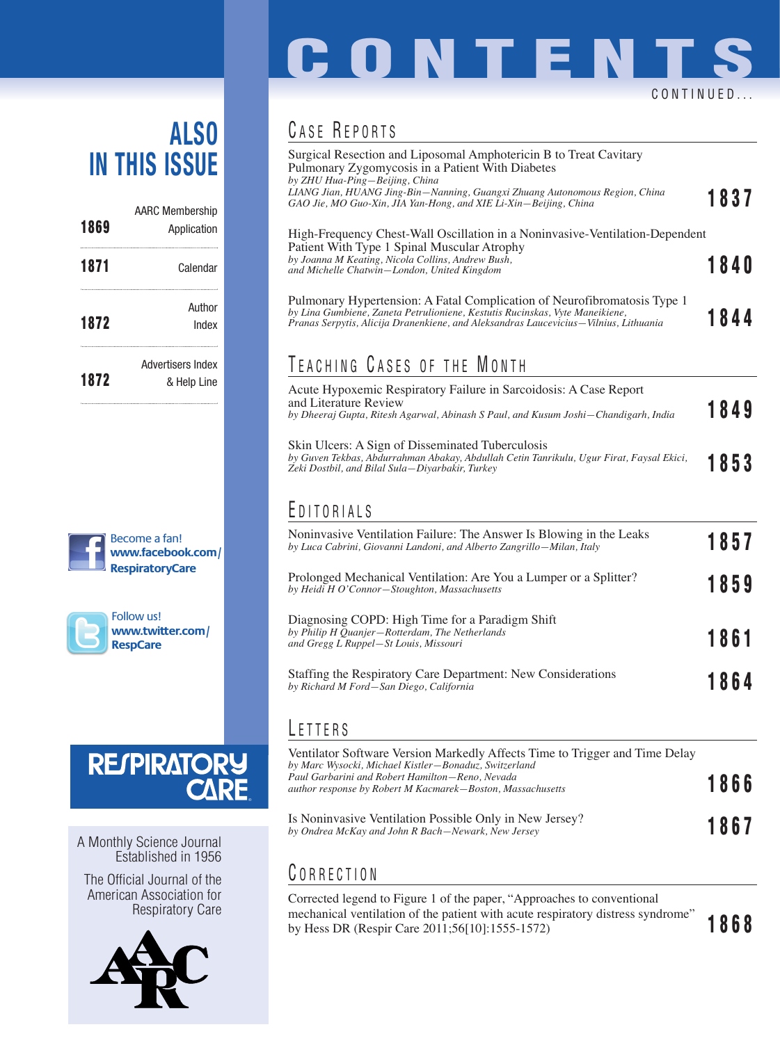# CONTENTS

CONTINUED...

## Case Reports

Surgical Resection and Liposomal Amphotericin B to Treat Cavitary Pulmonary Zygomycosis in a Patient With Diabetes
*by ZHU Hua-Ping—Beijing, China*
*LIANG Jian, HUANG Jing-Bin—Nanning, Guangxi Zhuang Autonomous Region, China*
*GAO Jie, MO Guo-Xin, JIA Yan-Hong, and XIE Li-Xin—Beijing, China* — **1837**

High-Frequency Chest-Wall Oscillation in a Noninvasive-Ventilation-Dependent Patient With Type 1 Spinal Muscular Atrophy
*by Joanna M Keating, Nicola Collins, Andrew Bush, and Michelle Chatwin—London, United Kingdom* — **1840**

Pulmonary Hypertension: A Fatal Complication of Neurofibromatosis Type 1
*by Lina Gumbiene, Zaneta Petrulioniene, Kestutis Rucinskas, Vyte Maneikiene, Pranas Serpytis, Alicija Dranenkiene, and Aleksandras Laucevicius—Vilnius, Lithuania* — **1844**

## Teaching Cases of the Month

Acute Hypoxemic Respiratory Failure in Sarcoidosis: A Case Report and Literature Review
*by Dheeraj Gupta, Ritesh Agarwal, Abinash S Paul, and Kusum Joshi—Chandigarh, India* — **1849**

Skin Ulcers: A Sign of Disseminated Tuberculosis
*by Guven Tekbas, Abdurrahman Abakay, Abdullah Cetin Tanrikulu, Ugur Firat, Faysal Ekici, Zeki Dostbil, and Bilal Sula—Diyarbakir, Turkey* — **1853**

## Editorials

Noninvasive Ventilation Failure: The Answer Is Blowing in the Leaks
*by Luca Cabrini, Giovanni Landoni, and Alberto Zangrillo—Milan, Italy* — **1857**

Prolonged Mechanical Ventilation: Are You a Lumper or a Splitter?
*by Heidi H O'Connor—Stoughton, Massachusetts* — **1859**

Diagnosing COPD: High Time for a Paradigm Shift
*by Philip H Quanjer—Rotterdam, The Netherlands and Gregg L Ruppel—St Louis, Missouri* — **1861**

Staffing the Respiratory Care Department: New Considerations
*by Richard M Ford—San Diego, California* — **1864**

## Letters

Ventilator Software Version Markedly Affects Time to Trigger and Time Delay
*by Marc Wysocki, Michael Kistler—Bonaduz, Switzerland*
*Paul Garbarini and Robert Hamilton—Reno, Nevada*
*author response by Robert M Kacmarek—Boston, Massachusetts* — **1866**

Is Noninvasive Ventilation Possible Only in New Jersey?
*by Ondrea McKay and John R Bach—Newark, New Jersey* — **1867**

## Correction

Corrected legend to Figure 1 of the paper, "Approaches to conventional mechanical ventilation of the patient with acute respiratory distress syndrome" by Hess DR (Respir Care 2011;56[10]:1555-1572) — **1868**

## ALSO IN THIS ISSUE

| | |
|---|---|
| 1869 | AARC Membership Application |
| 1871 | Calendar |
| 1872 | Author Index |
| 1872 | Advertisers Index & Help Line |

Become a fan! www.facebook.com/RespiratoryCare

Follow us! www.twitter.com/RespCare

RESPIRATORY CARE

A Monthly Science Journal Established in 1956

The Official Journal of the American Association for Respiratory Care

AARC